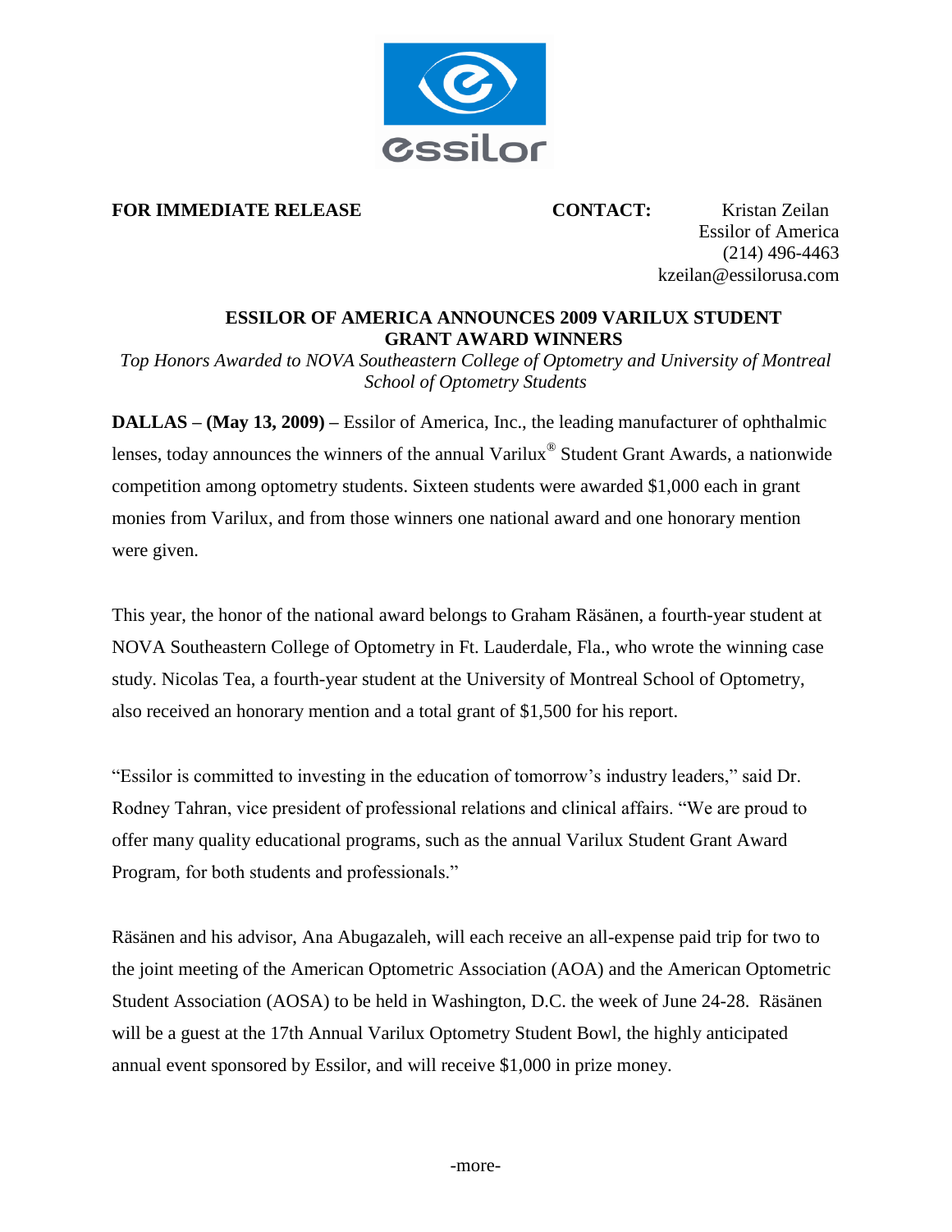**FOR IMMEDIATE RELEASE**

**CONTACT:** Kristan Zeilan
Essilor of America
(214) 496-4463
kzeilan@essilorusa.com

# ESSILOR OF AMERICA ANNOUNCES 2009 VARILUX STUDENT GRANT AWARD WINNERS

*Top Honors Awarded to NOVA Southeastern College of Optometry and University of Montreal School of Optometry Students*

**DALLAS – (May 13, 2009) –** Essilor of America, Inc., the leading manufacturer of ophthalmic lenses, today announces the winners of the annual Varilux® Student Grant Awards, a nationwide competition among optometry students. Sixteen students were awarded $1,000 each in grant monies from Varilux, and from those winners one national award and one honorary mention were given.

This year, the honor of the national award belongs to Graham Räsänen, a fourth-year student at NOVA Southeastern College of Optometry in Ft. Lauderdale, Fla., who wrote the winning case study. Nicolas Tea, a fourth-year student at the University of Montreal School of Optometry, also received an honorary mention and a total grant of $1,500 for his report.

"Essilor is committed to investing in the education of tomorrow's industry leaders," said Dr. Rodney Tahran, vice president of professional relations and clinical affairs. "We are proud to offer many quality educational programs, such as the annual Varilux Student Grant Award Program, for both students and professionals."

Räsänen and his advisor, Ana Abugazaleh, will each receive an all-expense paid trip for two to the joint meeting of the American Optometric Association (AOA) and the American Optometric Student Association (AOSA) to be held in Washington, D.C. the week of June 24-28. Räsänen will be a guest at the 17th Annual Varilux Optometry Student Bowl, the highly anticipated annual event sponsored by Essilor, and will receive $1,000 in prize money.

-more-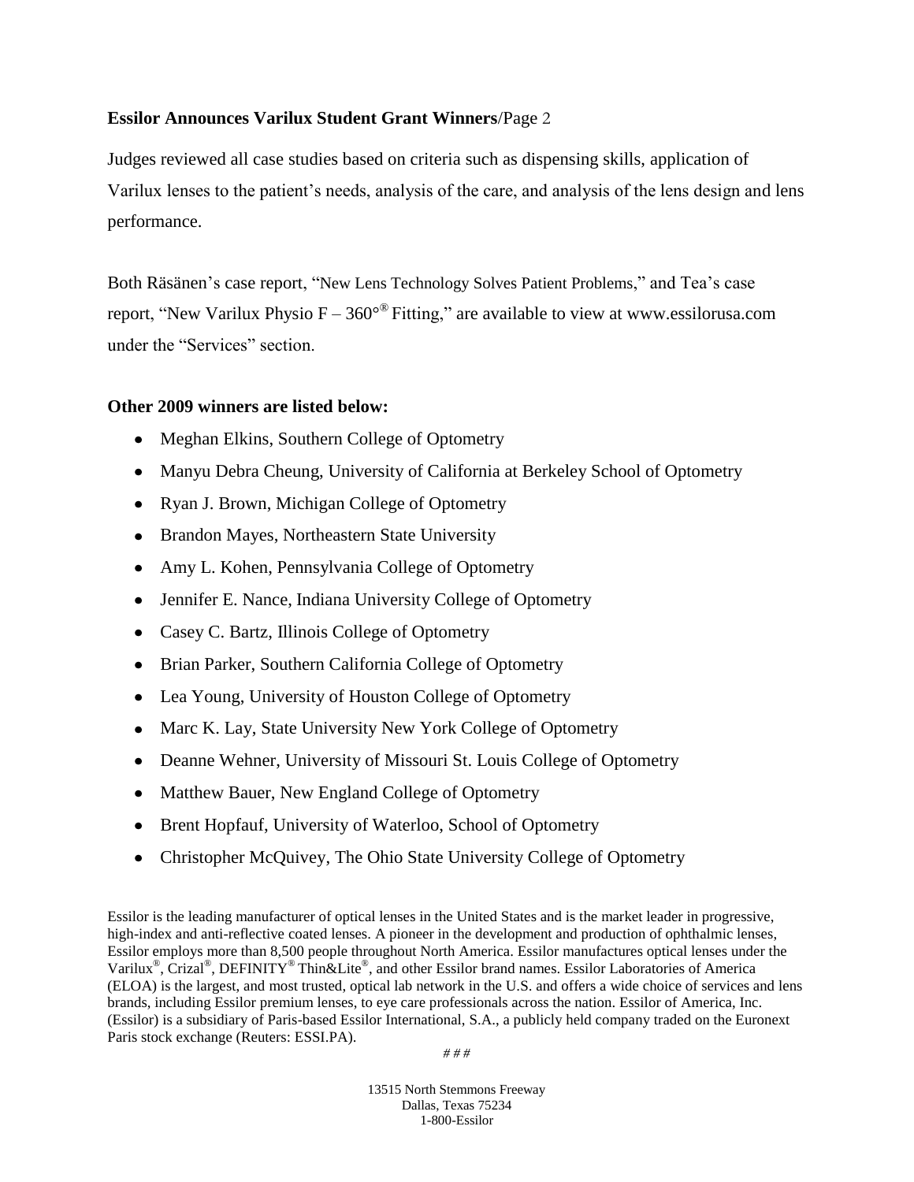Judges reviewed all case studies based on criteria such as dispensing skills, application of Varilux lenses to the patient's needs, analysis of the care, and analysis of the lens design and lens performance.

Both Räsänen's case report, "New Lens Technology Solves Patient Problems," and Tea's case report, "New Varilux Physio F – 360°® Fitting," are available to view at www.essilorusa.com under the "Services" section.

**Other 2009 winners are listed below:**

- Meghan Elkins, Southern College of Optometry
- Manyu Debra Cheung, University of California at Berkeley School of Optometry
- Ryan J. Brown, Michigan College of Optometry
- Brandon Mayes, Northeastern State University
- Amy L. Kohen, Pennsylvania College of Optometry
- Jennifer E. Nance, Indiana University College of Optometry
- Casey C. Bartz, Illinois College of Optometry
- Brian Parker, Southern California College of Optometry
- Lea Young, University of Houston College of Optometry
- Marc K. Lay, State University New York College of Optometry
- Deanne Wehner, University of Missouri St. Louis College of Optometry
- Matthew Bauer, New England College of Optometry
- Brent Hopfauf, University of Waterloo, School of Optometry
- Christopher McQuivey, The Ohio State University College of Optometry

Essilor is the leading manufacturer of optical lenses in the United States and is the market leader in progressive, high-index and anti-reflective coated lenses. A pioneer in the development and production of ophthalmic lenses, Essilor employs more than 8,500 people throughout North America. Essilor manufactures optical lenses under the Varilux®, Crizal®, DEFINITY® Thin&Lite®, and other Essilor brand names. Essilor Laboratories of America (ELOA) is the largest, and most trusted, optical lab network in the U.S. and offers a wide choice of services and lens brands, including Essilor premium lenses, to eye care professionals across the nation. Essilor of America, Inc. (Essilor) is a subsidiary of Paris-based Essilor International, S.A., a publicly held company traded on the Euronext Paris stock exchange (Reuters: ESSI.PA).

# # #

13515 North Stemmons Freeway
Dallas, Texas 75234
1-800-Essilor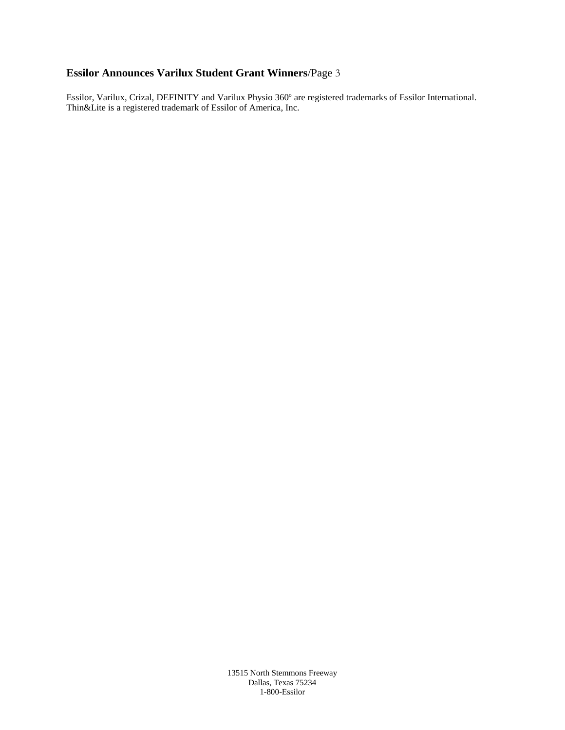Essilor, Varilux, Crizal, DEFINITY and Varilux Physio 360º are registered trademarks of Essilor International. Thin&Lite is a registered trademark of Essilor of America, Inc.

13515 North Stemmons Freeway
Dallas, Texas 75234
1-800-Essilor